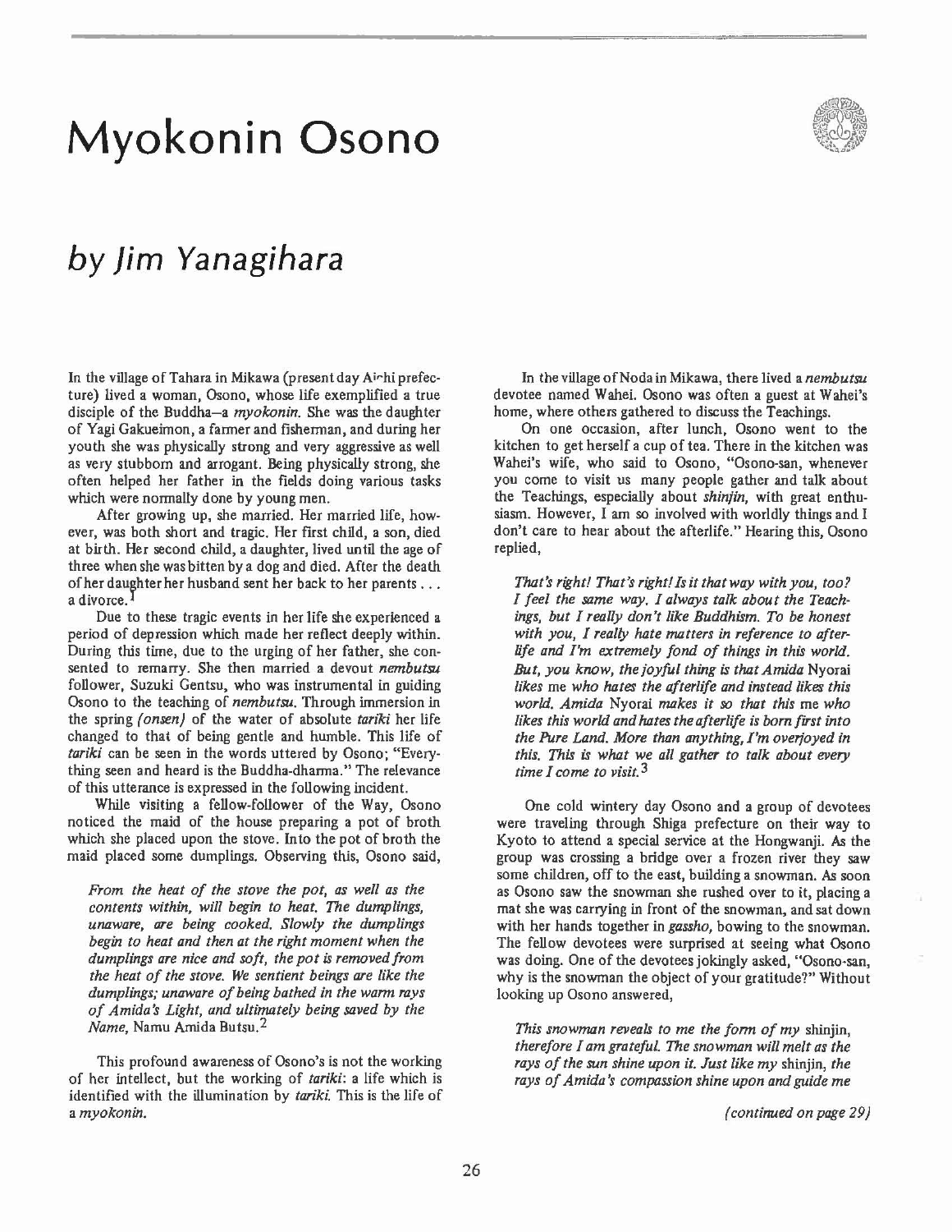# Myokonin Osono

## *by Jim Yanagihara*

In the village of Tahara in Mikawa (present day Aichi prefecture) lived a woman, Osono, whose life exemplified a true disciple of the Buddha—a *myokonin*. She was the daughter of Yagi Gakueimon, a farmer and fisherman, and during her youth she was physically strong and very aggressive as well as very stubborn and arrogant. Being physically strong, she often helped her father in the fields doing various tasks which were normally done by young men.

After growing up, she married. Her married life, however, was both short and tragic. Her first child, a son, died at birth. Her second child, a daughter, lived until the age of three when she was bitten by a dog and died. After the death of her daughter her husband sent her back to her parents . . . a divorce.[1]

Due to these tragic events in her life she experienced a period of depression which made her reflect deeply within. During this time, due to the urging of her father, she consented to remarry. She then married a devout *nembutsu* follower, Suzuki Gentsu, who was instrumental in guiding Osono to the teaching of *nembutsu*. Through immersion in the spring *(onsen)* of the water of absolute *tariki* her life changed to that of being gentle and humble. This life of *tariki* can be seen in the words uttered by Osono; "Everything seen and heard is the Buddha-dharma." The relevance of this utterance is expressed in the following incident.

While visiting a fellow-follower of the Way, Osono noticed the maid of the house preparing a pot of broth which she placed upon the stove. Into the pot of broth the maid placed some dumplings. Observing this, Osono said,

> *From the heat of the stove the pot, as well as the contents within, will begin to heat. The dumplings, unaware, are being cooked. Slowly the dumplings begin to heat and then at the right moment when the dumplings are nice and soft, the pot is removed from the heat of the stove. We sentient beings are like the dumplings; unaware of being bathed in the warm rays of Amida's Light, and ultimately being saved by the Name,* Namu Amida Butsu.[2]

This profound awareness of Osono's is not the working of her intellect, but the working of *tariki*: a life which is identified with the illumination by *tariki*. This is the life of a *myokonin*.

In the village of Noda in Mikawa, there lived a *nembutsu* devotee named Wahei. Osono was often a guest at Wahei's home, where others gathered to discuss the Teachings.

On one occasion, after lunch, Osono went to the kitchen to get herself a cup of tea. There in the kitchen was Wahei's wife, who said to Osono, "Osono-san, whenever you come to visit us many people gather and talk about the Teachings, especially about *shinjin*, with great enthusiasm. However, I am so involved with worldly things and I don't care to hear about the afterlife." Hearing this, Osono replied,

> *That's right! That's right! Is it that way with you, too? I feel the same way. I always talk about the Teachings, but I really don't like Buddhism. To be honest with you, I really hate matters in reference to afterlife and I'm extremely fond of things in this world. But, you know, the joyful thing is that Amida* Nyorai *likes me who hates the afterlife and instead likes this world. Amida* Nyorai *makes it so that this me who likes this world and hates the afterlife is born first into the Pure Land. More than anything, I'm overjoyed in this. This is what we all gather to talk about every time I come to visit.*[3]

One cold wintery day Osono and a group of devotees were traveling through Shiga prefecture on their way to Kyoto to attend a special service at the Hongwanji. As the group was crossing a bridge over a frozen river they saw some children, off to the east, building a snowman. As soon as Osono saw the snowman she rushed over to it, placing a mat she was carrying in front of the snowman, and sat down with her hands together in *gassho*, bowing to the snowman. The fellow devotees were surprised at seeing what Osono was doing. One of the devotees jokingly asked, "Osono-san, why is the snowman the object of your gratitude?" Without looking up Osono answered,

> *This snowman reveals to me the form of my* shinjin, *therefore I am grateful. The snowman will melt as the rays of the sun shine upon it. Just like my* shinjin, *the rays of Amida's compassion shine upon and guide me*

*(continued on page 29)*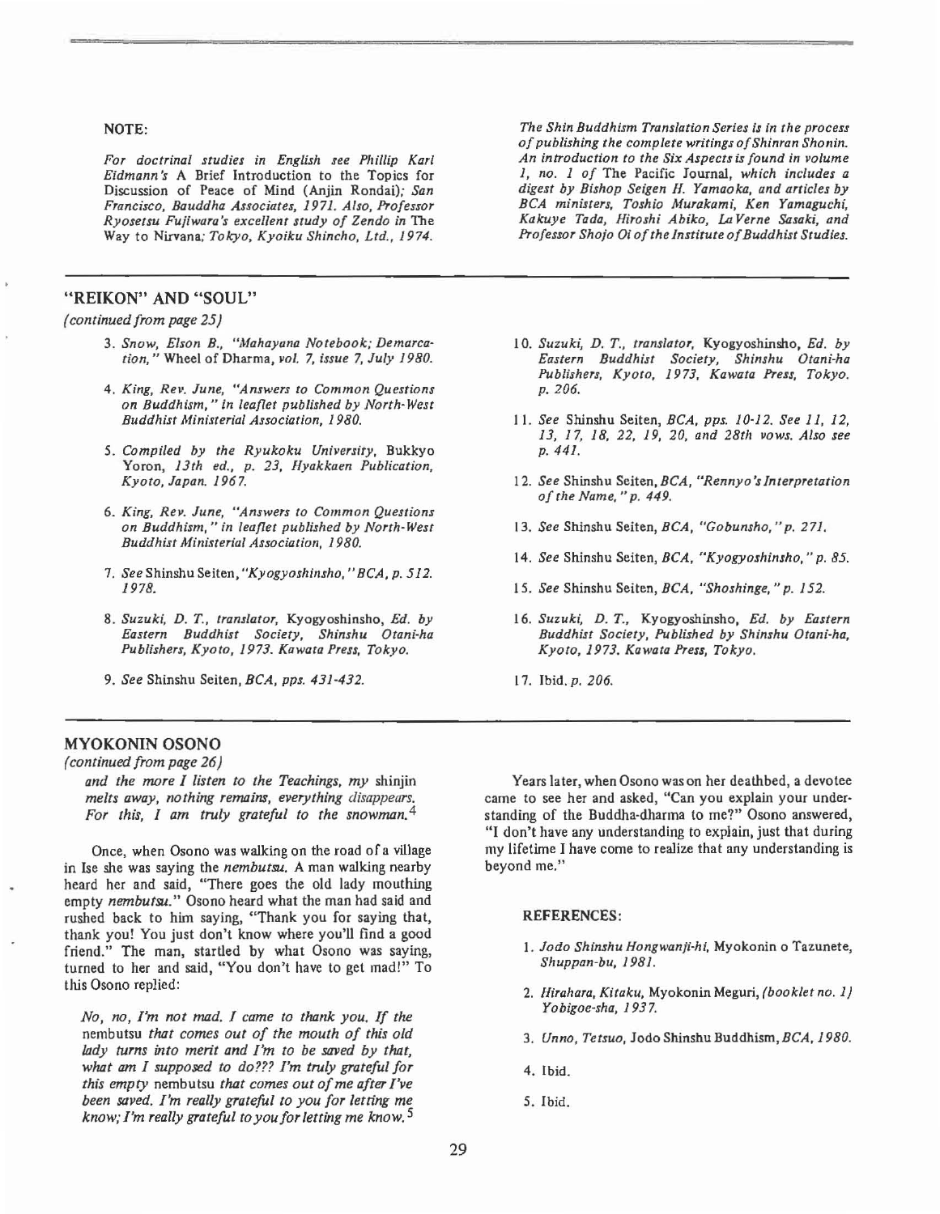**NOTE:**

*For doctrinal studies in English see Phillip Karl Eidmann's* A Brief Introduction to the Topics for Discussion of Peace of Mind (Anjin Rondai)*; San Francisco, Bauddha Associates, 1971. Also, Professor Ryosetsu Fujiwara's excellent study of Zendo in* The Way to Nirvana*; Tokyo, Kyoiku Shincho, Ltd., 1974.*

*The Shin Buddhism Translation Series is in the process of publishing the complete writings of Shinran Shonin. An introduction to the Six Aspects is found in volume 1, no. 1 of* The Pacific Journal, *which includes a digest by Bishop Seigen H. Yamaoka, and articles by BCA ministers, Toshio Murakami, Ken Yamaguchi, Kakuye Tada, Hiroshi Abiko, LaVerne Sasaki, and Professor Shojo Oi of the Institute of Buddhist Studies.*

## "REIKON" AND "SOUL"

*(continued from page 25)*

3. *Snow, Elson B., "Mahayana Notebook; Demarcation,"* Wheel of Dharma, *vol. 7, issue 7, July 1980.*
4. *King, Rev. June, "Answers to Common Questions on Buddhism," in leaflet published by North-West Buddhist Ministerial Association, 1980.*
5. *Compiled by the Ryukoku University,* Bukkyo Yoron, *13th ed., p. 23, Hyakkaen Publication, Kyoto, Japan. 1967.*
6. *King, Rev. June, "Answers to Common Questions on Buddhism," in leaflet published by North-West Buddhist Ministerial Association, 1980.*
7. *See* Shinshu Seiten, *"Kyogyoshinsho," BCA, p. 512. 1978.*
8. *Suzuki, D. T., translator,* Kyogyoshinsho, *Ed. by Eastern Buddhist Society, Shinshu Otani-ha Publishers, Kyoto, 1973. Kawata Press, Tokyo.*
9. *See* Shinshu Seiten, *BCA, pps. 431-432.*
10. *Suzuki, D. T., translator,* Kyogyoshinsho, *Ed. by Eastern Buddhist Society, Shinshu Otani-ha Publishers, Kyoto, 1973, Kawata Press, Tokyo. p. 206.*
11. *See* Shinshu Seiten, *BCA, pps. 10-12. See 11, 12, 13, 17, 18, 22, 19, 20, and 28th vows. Also see p. 441.*
12. *See* Shinshu Seiten, *BCA, "Rennyo's Interpretation of the Name," p. 449.*
13. *See* Shinshu Seiten, *BCA, "Gobunsho," p. 271.*
14. *See* Shinshu Seiten, *BCA, "Kyogyoshinsho," p. 85.*
15. *See* Shinshu Seiten, *BCA, "Shoshinge," p. 152.*
16. *Suzuki, D. T.,* Kyogyoshinsho, *Ed. by Eastern Buddhist Society, Published by Shinshu Otani-ha, Kyoto, 1973. Kawata Press, Tokyo.*
17. Ibid. *p. 206.*

## MYOKONIN OSONO

*(continued from page 26)*

*and the more I listen to the Teachings, my* shinjin *melts away, nothing remains, everything disappears. For this, I am truly grateful to the snowman.*[4]

Once, when Osono was walking on the road of a village in Ise she was saying the *nembutsu.* A man walking nearby heard her and said, "There goes the old lady mouthing empty *nembutsu.*" Osono heard what the man had said and rushed back to him saying, "Thank you for saying that, thank you! You just don't know where you'll find a good friend." The man, startled by what Osono was saying, turned to her and said, "You don't have to get mad!" To this Osono replied:

*No, no, I'm not mad. I came to thank you. If the* nembutsu *that comes out of the mouth of this old lady turns into merit and I'm to be saved by that, what am I supposed to do??? I'm truly grateful for this empty* nembutsu *that comes out of me after I've been saved. I'm really grateful to you for letting me know; I'm really grateful to you for letting me know.*[5]

Years later, when Osono was on her deathbed, a devotee came to see her and asked, "Can you explain your understanding of the Buddha-dharma to me?" Osono answered, "I don't have any understanding to explain, just that during my lifetime I have come to realize that any understanding is beyond me."

**REFERENCES:**

1. *Jodo Shinshu Hongwanji-hi,* Myokonin o Tazunete, *Shuppan-bu, 1981.*
2. *Hirahara, Kitaku,* Myokonin Meguri, *(booklet no. 1) Yobigoe-sha, 1937.*
3. *Unno, Tetsuo,* Jodo Shinshu Buddhism, *BCA, 1980.*
4. Ibid.
5. Ibid.